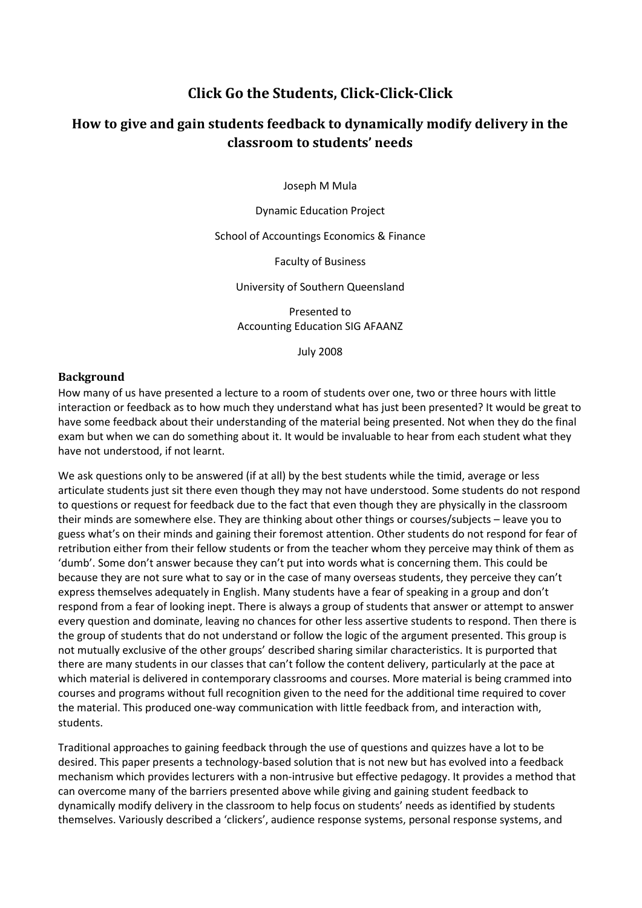# Click Go the Students, Click-Click-Click

## How to give and gain students feedback to dynamically modify delivery in the classroom to students' needs

Joseph M Mula

Dynamic Education Project

School of Accountings Economics & Finance

Faculty of Business

University of Southern Queensland

Presented to
Accounting Education SIG AFAANZ

July 2008

### Background

How many of us have presented a lecture to a room of students over one, two or three hours with little interaction or feedback as to how much they understand what has just been presented? It would be great to have some feedback about their understanding of the material being presented. Not when they do the final exam but when we can do something about it. It would be invaluable to hear from each student what they have not understood, if not learnt.

We ask questions only to be answered (if at all) by the best students while the timid, average or less articulate students just sit there even though they may not have understood. Some students do not respond to questions or request for feedback due to the fact that even though they are physically in the classroom their minds are somewhere else. They are thinking about other things or courses/subjects – leave you to guess what's on their minds and gaining their foremost attention. Other students do not respond for fear of retribution either from their fellow students or from the teacher whom they perceive may think of them as 'dumb'. Some don't answer because they can't put into words what is concerning them. This could be because they are not sure what to say or in the case of many overseas students, they perceive they can't express themselves adequately in English. Many students have a fear of speaking in a group and don't respond from a fear of looking inept. There is always a group of students that answer or attempt to answer every question and dominate, leaving no chances for other less assertive students to respond. Then there is the group of students that do not understand or follow the logic of the argument presented. This group is not mutually exclusive of the other groups' described sharing similar characteristics. It is purported that there are many students in our classes that can't follow the content delivery, particularly at the pace at which material is delivered in contemporary classrooms and courses. More material is being crammed into courses and programs without full recognition given to the need for the additional time required to cover the material. This produced one-way communication with little feedback from, and interaction with, students.

Traditional approaches to gaining feedback through the use of questions and quizzes have a lot to be desired. This paper presents a technology-based solution that is not new but has evolved into a feedback mechanism which provides lecturers with a non-intrusive but effective pedagogy. It provides a method that can overcome many of the barriers presented above while giving and gaining student feedback to dynamically modify delivery in the classroom to help focus on students' needs as identified by students themselves. Variously described a 'clickers', audience response systems, personal response systems, and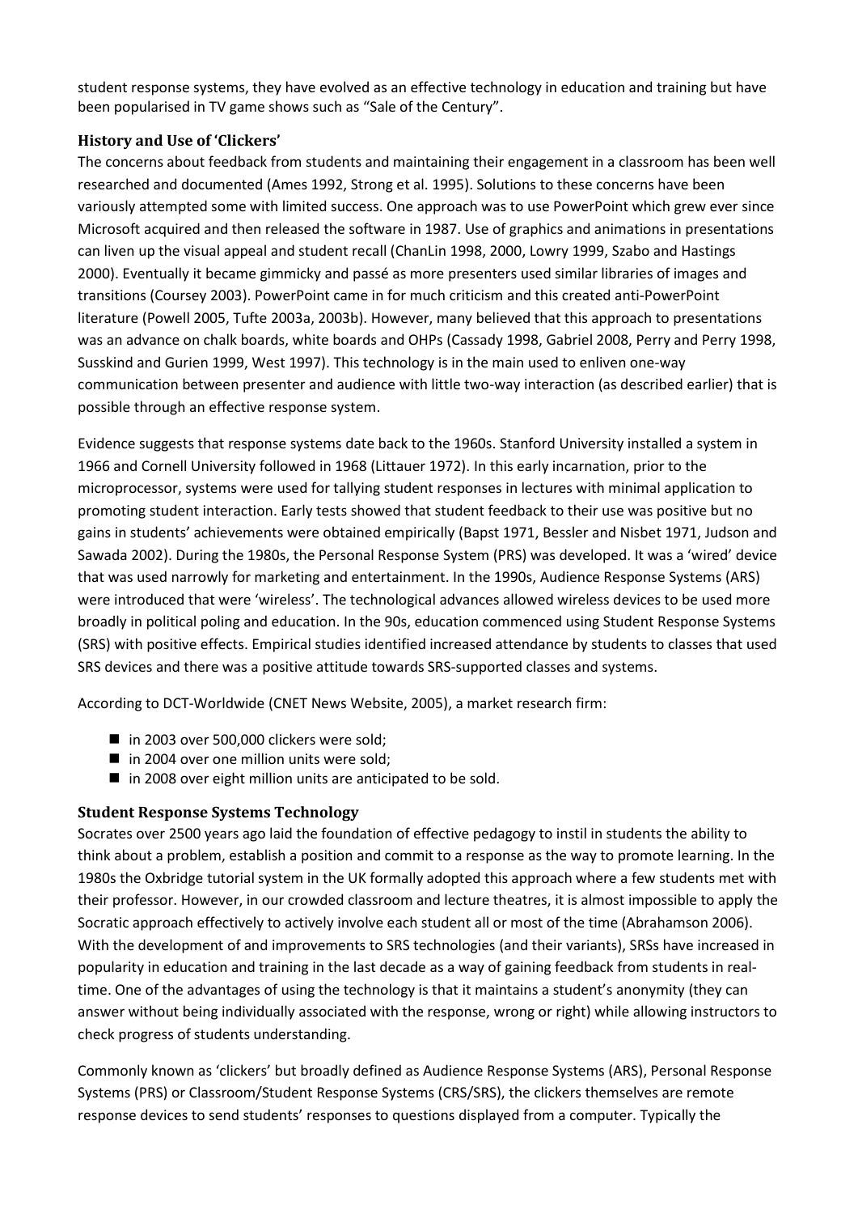student response systems, they have evolved as an effective technology in education and training but have been popularised in TV game shows such as "Sale of the Century".

### History and Use of 'Clickers'

The concerns about feedback from students and maintaining their engagement in a classroom has been well researched and documented (Ames 1992, Strong et al. 1995). Solutions to these concerns have been variously attempted some with limited success. One approach was to use PowerPoint which grew ever since Microsoft acquired and then released the software in 1987. Use of graphics and animations in presentations can liven up the visual appeal and student recall (ChanLin 1998, 2000, Lowry 1999, Szabo and Hastings 2000). Eventually it became gimmicky and passé as more presenters used similar libraries of images and transitions (Coursey 2003). PowerPoint came in for much criticism and this created anti-PowerPoint literature (Powell 2005, Tufte 2003a, 2003b). However, many believed that this approach to presentations was an advance on chalk boards, white boards and OHPs (Cassady 1998, Gabriel 2008, Perry and Perry 1998, Susskind and Gurien 1999, West 1997). This technology is in the main used to enliven one-way communication between presenter and audience with little two-way interaction (as described earlier) that is possible through an effective response system.

Evidence suggests that response systems date back to the 1960s. Stanford University installed a system in 1966 and Cornell University followed in 1968 (Littauer 1972). In this early incarnation, prior to the microprocessor, systems were used for tallying student responses in lectures with minimal application to promoting student interaction. Early tests showed that student feedback to their use was positive but no gains in students' achievements were obtained empirically (Bapst 1971, Bessler and Nisbet 1971, Judson and Sawada 2002). During the 1980s, the Personal Response System (PRS) was developed. It was a 'wired' device that was used narrowly for marketing and entertainment. In the 1990s, Audience Response Systems (ARS) were introduced that were 'wireless'. The technological advances allowed wireless devices to be used more broadly in political poling and education. In the 90s, education commenced using Student Response Systems (SRS) with positive effects. Empirical studies identified increased attendance by students to classes that used SRS devices and there was a positive attitude towards SRS-supported classes and systems.

According to DCT-Worldwide (CNET News Website, 2005), a market research firm:

- in 2003 over 500,000 clickers were sold;
- in 2004 over one million units were sold;
- in 2008 over eight million units are anticipated to be sold.

### Student Response Systems Technology

Socrates over 2500 years ago laid the foundation of effective pedagogy to instil in students the ability to think about a problem, establish a position and commit to a response as the way to promote learning. In the 1980s the Oxbridge tutorial system in the UK formally adopted this approach where a few students met with their professor. However, in our crowded classroom and lecture theatres, it is almost impossible to apply the Socratic approach effectively to actively involve each student all or most of the time (Abrahamson 2006). With the development of and improvements to SRS technologies (and their variants), SRSs have increased in popularity in education and training in the last decade as a way of gaining feedback from students in real-time. One of the advantages of using the technology is that it maintains a student's anonymity (they can answer without being individually associated with the response, wrong or right) while allowing instructors to check progress of students understanding.

Commonly known as 'clickers' but broadly defined as Audience Response Systems (ARS), Personal Response Systems (PRS) or Classroom/Student Response Systems (CRS/SRS), the clickers themselves are remote response devices to send students' responses to questions displayed from a computer. Typically the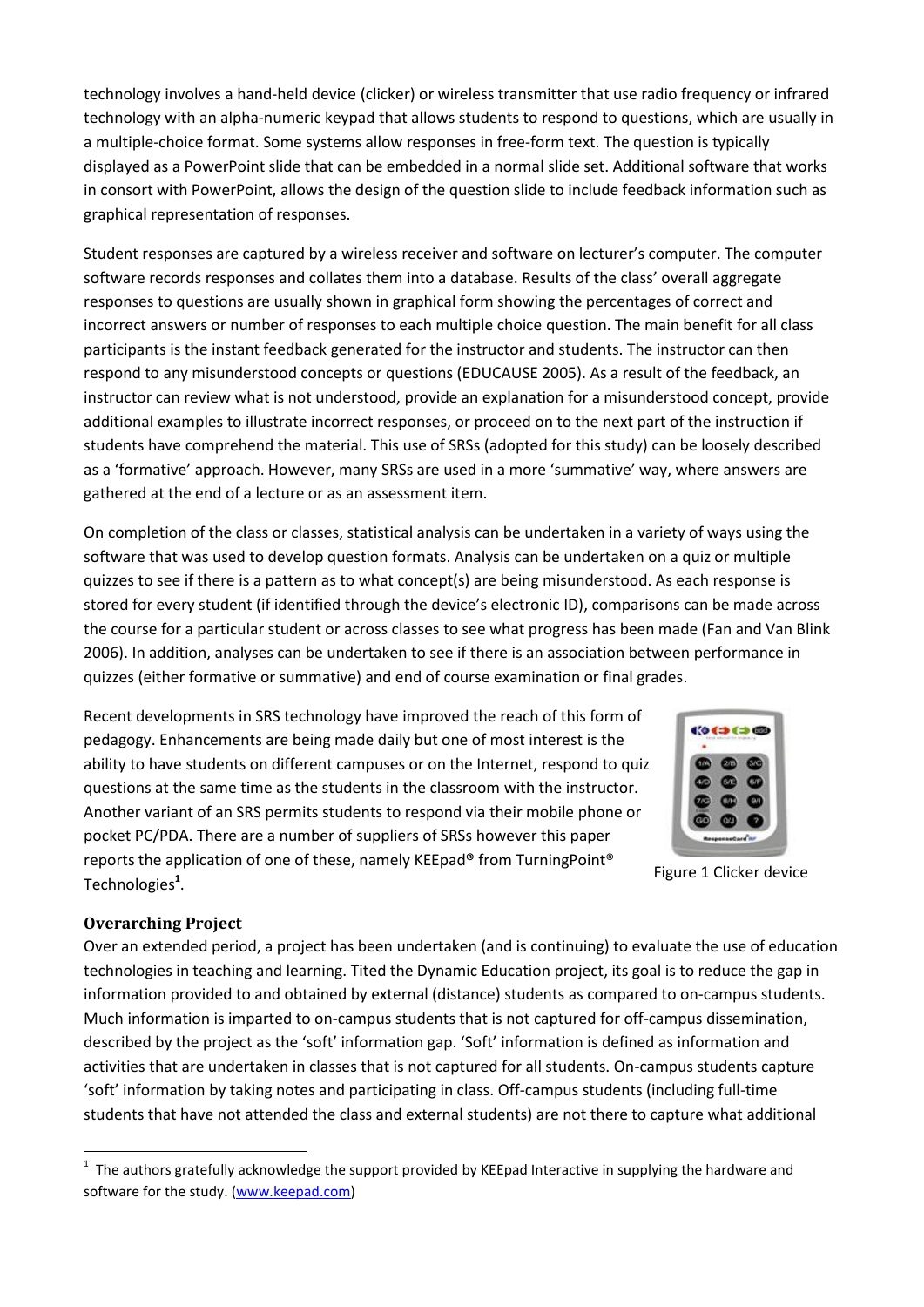technology involves a hand-held device (clicker) or wireless transmitter that use radio frequency or infrared technology with an alpha-numeric keypad that allows students to respond to questions, which are usually in a multiple-choice format. Some systems allow responses in free-form text. The question is typically displayed as a PowerPoint slide that can be embedded in a normal slide set. Additional software that works in consort with PowerPoint, allows the design of the question slide to include feedback information such as graphical representation of responses.

Student responses are captured by a wireless receiver and software on lecturer's computer. The computer software records responses and collates them into a database. Results of the class' overall aggregate responses to questions are usually shown in graphical form showing the percentages of correct and incorrect answers or number of responses to each multiple choice question. The main benefit for all class participants is the instant feedback generated for the instructor and students. The instructor can then respond to any misunderstood concepts or questions (EDUCAUSE 2005). As a result of the feedback, an instructor can review what is not understood, provide an explanation for a misunderstood concept, provide additional examples to illustrate incorrect responses, or proceed on to the next part of the instruction if students have comprehend the material. This use of SRSs (adopted for this study) can be loosely described as a 'formative' approach. However, many SRSs are used in a more 'summative' way, where answers are gathered at the end of a lecture or as an assessment item.

On completion of the class or classes, statistical analysis can be undertaken in a variety of ways using the software that was used to develop question formats. Analysis can be undertaken on a quiz or multiple quizzes to see if there is a pattern as to what concept(s) are being misunderstood. As each response is stored for every student (if identified through the device's electronic ID), comparisons can be made across the course for a particular student or across classes to see what progress has been made (Fan and Van Blink 2006). In addition, analyses can be undertaken to see if there is an association between performance in quizzes (either formative or summative) and end of course examination or final grades.

Recent developments in SRS technology have improved the reach of this form of pedagogy. Enhancements are being made daily but one of most interest is the ability to have students on different campuses or on the Internet, respond to quiz questions at the same time as the students in the classroom with the instructor. Another variant of an SRS permits students to respond via their mobile phone or pocket PC/PDA. There are a number of suppliers of SRSs however this paper reports the application of one of these, namely KEEpad® from TurningPoint® Technologies[1].

Figure 1 Clicker device

## Overarching Project

Over an extended period, a project has been undertaken (and is continuing) to evaluate the use of education technologies in teaching and learning. Tited the Dynamic Education project, its goal is to reduce the gap in information provided to and obtained by external (distance) students as compared to on-campus students. Much information is imparted to on-campus students that is not captured for off-campus dissemination, described by the project as the 'soft' information gap. 'Soft' information is defined as information and activities that are undertaken in classes that is not captured for all students. On-campus students capture 'soft' information by taking notes and participating in class. Off-campus students (including full-time students that have not attended the class and external students) are not there to capture what additional

[1] The authors gratefully acknowledge the support provided by KEEpad Interactive in supplying the hardware and software for the study. (www.keepad.com)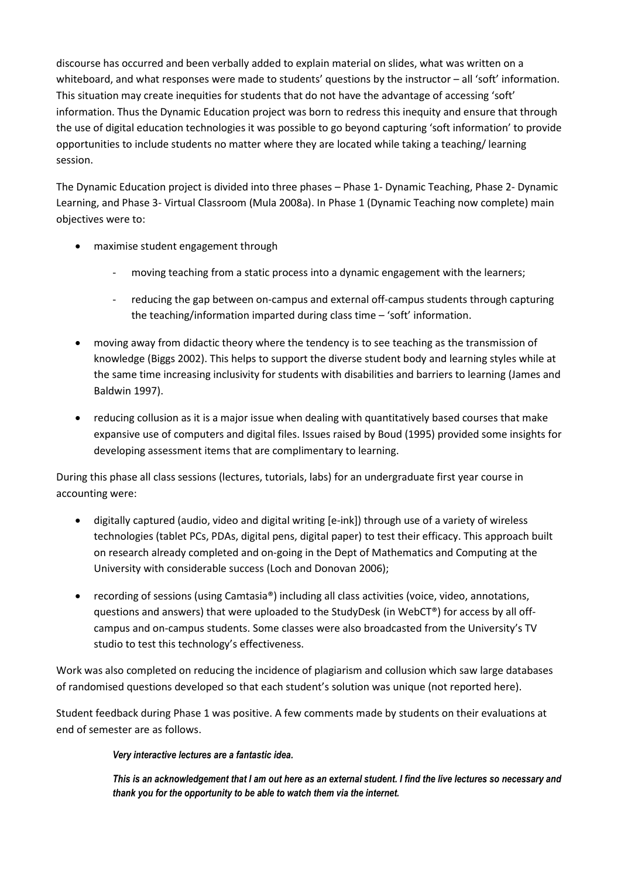discourse has occurred and been verbally added to explain material on slides, what was written on a whiteboard, and what responses were made to students' questions by the instructor – all 'soft' information. This situation may create inequities for students that do not have the advantage of accessing 'soft' information. Thus the Dynamic Education project was born to redress this inequity and ensure that through the use of digital education technologies it was possible to go beyond capturing 'soft information' to provide opportunities to include students no matter where they are located while taking a teaching/ learning session.

The Dynamic Education project is divided into three phases – Phase 1- Dynamic Teaching, Phase 2- Dynamic Learning, and Phase 3- Virtual Classroom (Mula 2008a). In Phase 1 (Dynamic Teaching now complete) main objectives were to:

- maximise student engagement through
  - moving teaching from a static process into a dynamic engagement with the learners;
  - reducing the gap between on-campus and external off-campus students through capturing the teaching/information imparted during class time – 'soft' information.
- moving away from didactic theory where the tendency is to see teaching as the transmission of knowledge (Biggs 2002). This helps to support the diverse student body and learning styles while at the same time increasing inclusivity for students with disabilities and barriers to learning (James and Baldwin 1997).
- reducing collusion as it is a major issue when dealing with quantitatively based courses that make expansive use of computers and digital files. Issues raised by Boud (1995) provided some insights for developing assessment items that are complimentary to learning.

During this phase all class sessions (lectures, tutorials, labs) for an undergraduate first year course in accounting were:

- digitally captured (audio, video and digital writing [e-ink]) through use of a variety of wireless technologies (tablet PCs, PDAs, digital pens, digital paper) to test their efficacy. This approach built on research already completed and on-going in the Dept of Mathematics and Computing at the University with considerable success (Loch and Donovan 2006);
- recording of sessions (using Camtasia®) including all class activities (voice, video, annotations, questions and answers) that were uploaded to the StudyDesk (in WebCT®) for access by all off-campus and on-campus students. Some classes were also broadcasted from the University's TV studio to test this technology's effectiveness.

Work was also completed on reducing the incidence of plagiarism and collusion which saw large databases of randomised questions developed so that each student's solution was unique (not reported here).

Student feedback during Phase 1 was positive. A few comments made by students on their evaluations at end of semester are as follows.

> ***Very interactive lectures are a fantastic idea.***
>
> ***This is an acknowledgement that I am out here as an external student. I find the live lectures so necessary and thank you for the opportunity to be able to watch them via the internet.***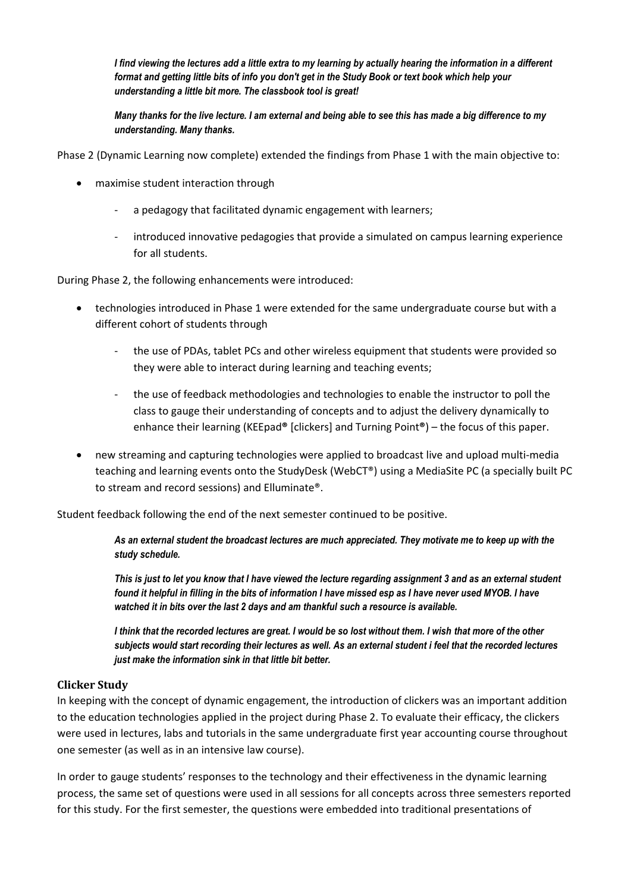> ***I find viewing the lectures add a little extra to my learning by actually hearing the information in a different format and getting little bits of info you don't get in the Study Book or text book which help your understanding a little bit more. The classbook tool is great!***
>
> ***Many thanks for the live lecture. I am external and being able to see this has made a big difference to my understanding. Many thanks.***

Phase 2 (Dynamic Learning now complete) extended the findings from Phase 1 with the main objective to:

- maximise student interaction through
  - a pedagogy that facilitated dynamic engagement with learners;
  - introduced innovative pedagogies that provide a simulated on campus learning experience for all students.

During Phase 2, the following enhancements were introduced:

- technologies introduced in Phase 1 were extended for the same undergraduate course but with a different cohort of students through
  - the use of PDAs, tablet PCs and other wireless equipment that students were provided so they were able to interact during learning and teaching events;
  - the use of feedback methodologies and technologies to enable the instructor to poll the class to gauge their understanding of concepts and to adjust the delivery dynamically to enhance their learning (KEEpad® [clickers] and Turning Point®) – the focus of this paper.
- new streaming and capturing technologies were applied to broadcast live and upload multi-media teaching and learning events onto the StudyDesk (WebCT®) using a MediaSite PC (a specially built PC to stream and record sessions) and Elluminate®.

Student feedback following the end of the next semester continued to be positive.

> ***As an external student the broadcast lectures are much appreciated. They motivate me to keep up with the study schedule.***
>
> ***This is just to let you know that I have viewed the lecture regarding assignment 3 and as an external student found it helpful in filling in the bits of information I have missed esp as I have never used MYOB. I have watched it in bits over the last 2 days and am thankful such a resource is available.***
>
> ***I think that the recorded lectures are great. I would be so lost without them. I wish that more of the other subjects would start recording their lectures as well. As an external student i feel that the recorded lectures just make the information sink in that little bit better.***

## Clicker Study

In keeping with the concept of dynamic engagement, the introduction of clickers was an important addition to the education technologies applied in the project during Phase 2. To evaluate their efficacy, the clickers were used in lectures, labs and tutorials in the same undergraduate first year accounting course throughout one semester (as well as in an intensive law course).

In order to gauge students' responses to the technology and their effectiveness in the dynamic learning process, the same set of questions were used in all sessions for all concepts across three semesters reported for this study. For the first semester, the questions were embedded into traditional presentations of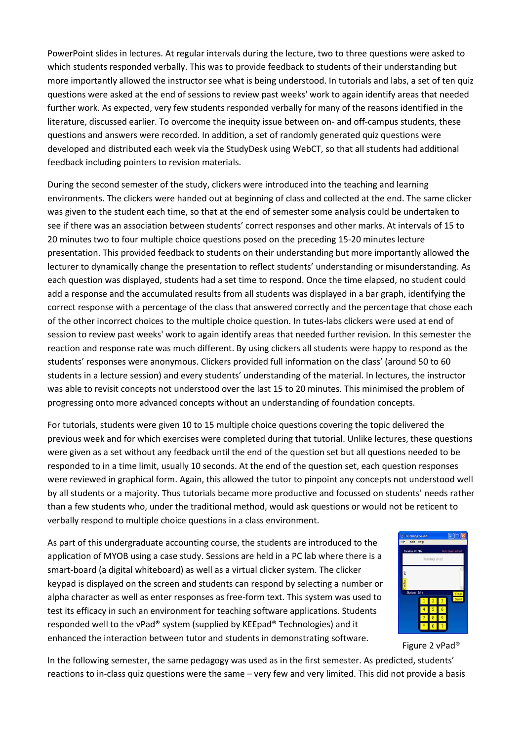PowerPoint slides in lectures. At regular intervals during the lecture, two to three questions were asked to which students responded verbally. This was to provide feedback to students of their understanding but more importantly allowed the instructor see what is being understood. In tutorials and labs, a set of ten quiz questions were asked at the end of sessions to review past weeks' work to again identify areas that needed further work. As expected, very few students responded verbally for many of the reasons identified in the literature, discussed earlier. To overcome the inequity issue between on- and off-campus students, these questions and answers were recorded. In addition, a set of randomly generated quiz questions were developed and distributed each week via the StudyDesk using WebCT, so that all students had additional feedback including pointers to revision materials.

During the second semester of the study, clickers were introduced into the teaching and learning environments. The clickers were handed out at beginning of class and collected at the end. The same clicker was given to the student each time, so that at the end of semester some analysis could be undertaken to see if there was an association between students' correct responses and other marks. At intervals of 15 to 20 minutes two to four multiple choice questions posed on the preceding 15-20 minutes lecture presentation. This provided feedback to students on their understanding but more importantly allowed the lecturer to dynamically change the presentation to reflect students' understanding or misunderstanding. As each question was displayed, students had a set time to respond. Once the time elapsed, no student could add a response and the accumulated results from all students was displayed in a bar graph, identifying the correct response with a percentage of the class that answered correctly and the percentage that chose each of the other incorrect choices to the multiple choice question. In tutes-labs clickers were used at end of session to review past weeks' work to again identify areas that needed further revision. In this semester the reaction and response rate was much different. By using clickers all students were happy to respond as the students' responses were anonymous. Clickers provided full information on the class' (around 50 to 60 students in a lecture session) and every students' understanding of the material. In lectures, the instructor was able to revisit concepts not understood over the last 15 to 20 minutes. This minimised the problem of progressing onto more advanced concepts without an understanding of foundation concepts.

For tutorials, students were given 10 to 15 multiple choice questions covering the topic delivered the previous week and for which exercises were completed during that tutorial. Unlike lectures, these questions were given as a set without any feedback until the end of the question set but all questions needed to be responded to in a time limit, usually 10 seconds. At the end of the question set, each question responses were reviewed in graphical form. Again, this allowed the tutor to pinpoint any concepts not understood well by all students or a majority. Thus tutorials became more productive and focussed on students' needs rather than a few students who, under the traditional method, would ask questions or would not be reticent to verbally respond to multiple choice questions in a class environment.

As part of this undergraduate accounting course, the students are introduced to the application of MYOB using a case study. Sessions are held in a PC lab where there is a smart-board (a digital whiteboard) as well as a virtual clicker system. The clicker keypad is displayed on the screen and students can respond by selecting a number or alpha character as well as enter responses as free-form text. This system was used to test its efficacy in such an environment for teaching software applications. Students responded well to the vPad® system (supplied by KEEpad® Technologies) and it enhanced the interaction between tutor and students in demonstrating software.

Figure 2 vPad®

In the following semester, the same pedagogy was used as in the first semester. As predicted, students' reactions to in-class quiz questions were the same – very few and very limited. This did not provide a basis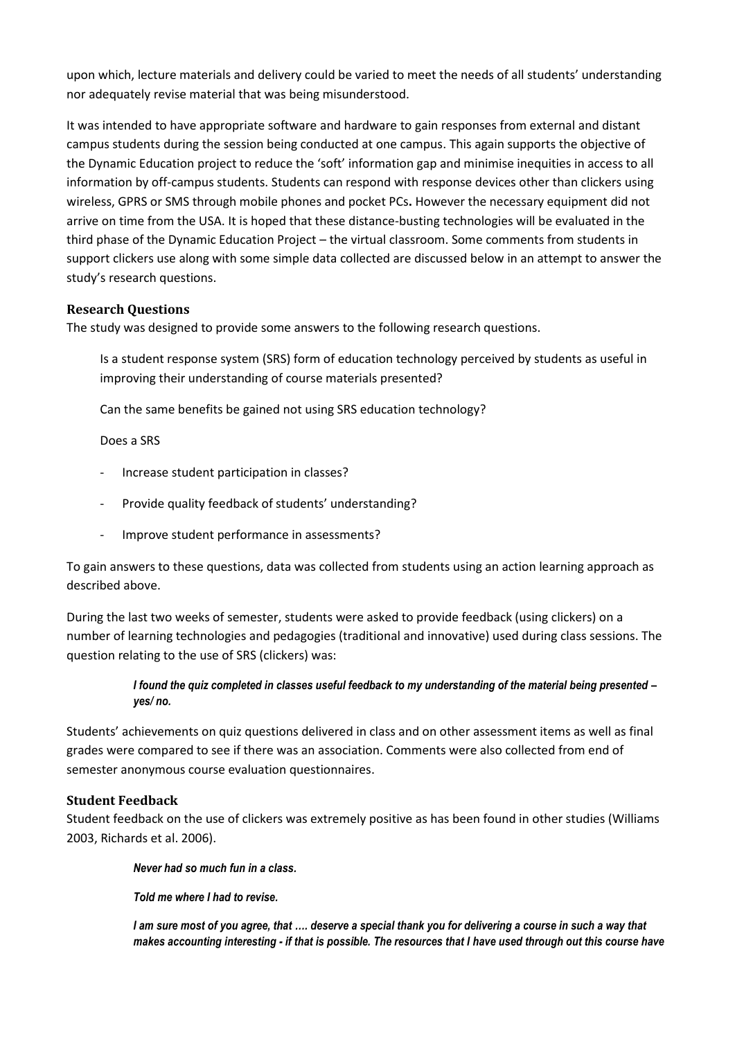upon which, lecture materials and delivery could be varied to meet the needs of all students' understanding nor adequately revise material that was being misunderstood.

It was intended to have appropriate software and hardware to gain responses from external and distant campus students during the session being conducted at one campus. This again supports the objective of the Dynamic Education project to reduce the 'soft' information gap and minimise inequities in access to all information by off-campus students. Students can respond with response devices other than clickers using wireless, GPRS or SMS through mobile phones and pocket PCs**.** However the necessary equipment did not arrive on time from the USA. It is hoped that these distance-busting technologies will be evaluated in the third phase of the Dynamic Education Project – the virtual classroom. Some comments from students in support clickers use along with some simple data collected are discussed below in an attempt to answer the study's research questions.

### Research Questions

The study was designed to provide some answers to the following research questions.

> Is a student response system (SRS) form of education technology perceived by students as useful in improving their understanding of course materials presented?
>
> Can the same benefits be gained not using SRS education technology?
>
> Does a SRS
>
> - Increase student participation in classes?
> - Provide quality feedback of students' understanding?
> - Improve student performance in assessments?

To gain answers to these questions, data was collected from students using an action learning approach as described above.

During the last two weeks of semester, students were asked to provide feedback (using clickers) on a number of learning technologies and pedagogies (traditional and innovative) used during class sessions. The question relating to the use of SRS (clickers) was:

> ***I found the quiz completed in classes useful feedback to my understanding of the material being presented – yes/ no.***

Students' achievements on quiz questions delivered in class and on other assessment items as well as final grades were compared to see if there was an association. Comments were also collected from end of semester anonymous course evaluation questionnaires.

### Student Feedback

Student feedback on the use of clickers was extremely positive as has been found in other studies (Williams 2003, Richards et al. 2006).

> ***Never had so much fun in a class.***
>
> ***Told me where I had to revise.***
>
> ***I am sure most of you agree, that .... deserve a special thank you for delivering a course in such a way that makes accounting interesting - if that is possible. The resources that I have used through out this course have***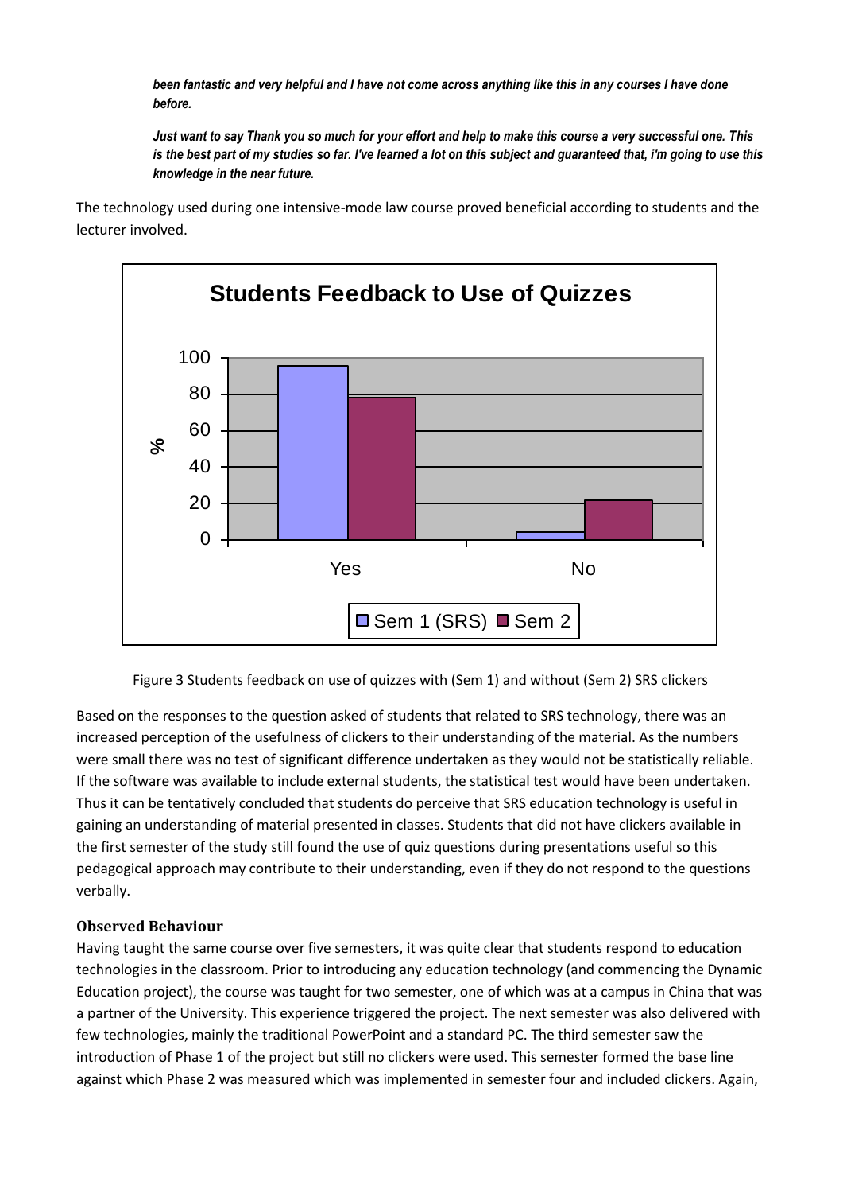***been fantastic and very helpful and I have not come across anything like this in any courses I have done before.***

***Just want to say Thank you so much for your effort and help to make this course a very successful one. This is the best part of my studies so far. I've learned a lot on this subject and guaranteed that, i'm going to use this knowledge in the near future.***

The technology used during one intensive-mode law course proved beneficial according to students and the lecturer involved.

Figure 3 Students feedback on use of quizzes with (Sem 1) and without (Sem 2) SRS clickers

Based on the responses to the question asked of students that related to SRS technology, there was an increased perception of the usefulness of clickers to their understanding of the material. As the numbers were small there was no test of significant difference undertaken as they would not be statistically reliable. If the software was available to include external students, the statistical test would have been undertaken. Thus it can be tentatively concluded that students do perceive that SRS education technology is useful in gaining an understanding of material presented in classes. Students that did not have clickers available in the first semester of the study still found the use of quiz questions during presentations useful so this pedagogical approach may contribute to their understanding, even if they do not respond to the questions verbally.

### Observed Behaviour

Having taught the same course over five semesters, it was quite clear that students respond to education technologies in the classroom. Prior to introducing any education technology (and commencing the Dynamic Education project), the course was taught for two semester, one of which was at a campus in China that was a partner of the University. This experience triggered the project. The next semester was also delivered with few technologies, mainly the traditional PowerPoint and a standard PC. The third semester saw the introduction of Phase 1 of the project but still no clickers were used. This semester formed the base line against which Phase 2 was measured which was implemented in semester four and included clickers. Again,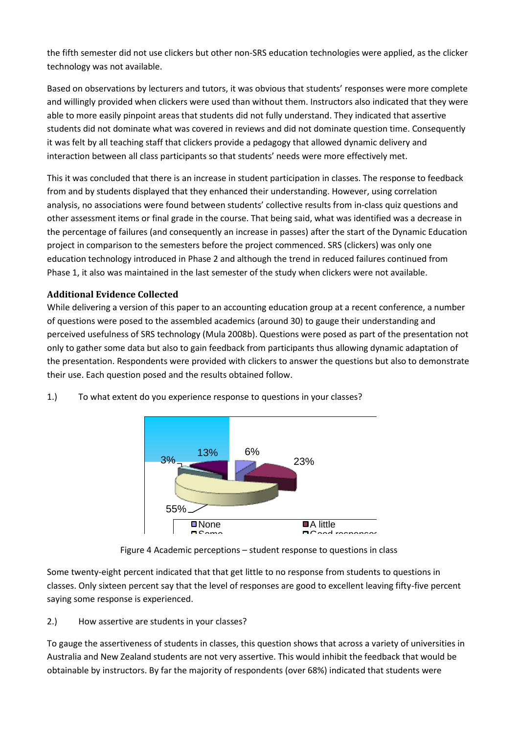the fifth semester did not use clickers but other non-SRS education technologies were applied, as the clicker technology was not available.

Based on observations by lecturers and tutors, it was obvious that students' responses were more complete and willingly provided when clickers were used than without them. Instructors also indicated that they were able to more easily pinpoint areas that students did not fully understand. They indicated that assertive students did not dominate what was covered in reviews and did not dominate question time. Consequently it was felt by all teaching staff that clickers provide a pedagogy that allowed dynamic delivery and interaction between all class participants so that students' needs were more effectively met.

This it was concluded that there is an increase in student participation in classes. The response to feedback from and by students displayed that they enhanced their understanding. However, using correlation analysis, no associations were found between students' collective results from in-class quiz questions and other assessment items or final grade in the course. That being said, what was identified was a decrease in the percentage of failures (and consequently an increase in passes) after the start of the Dynamic Education project in comparison to the semesters before the project commenced. SRS (clickers) was only one education technology introduced in Phase 2 and although the trend in reduced failures continued from Phase 1, it also was maintained in the last semester of the study when clickers were not available.

**Additional Evidence Collected**

While delivering a version of this paper to an accounting education group at a recent conference, a number of questions were posed to the assembled academics (around 30) to gauge their understanding and perceived usefulness of SRS technology (Mula 2008b). Questions were posed as part of the presentation not only to gather some data but also to gain feedback from participants thus allowing dynamic adaptation of the presentation. Respondents were provided with clickers to answer the questions but also to demonstrate their use. Each question posed and the results obtained follow.

1.) To what extent do you experience response to questions in your classes?

Figure 4 Academic perceptions – student response to questions in class

Some twenty-eight percent indicated that that get little to no response from students to questions in classes. Only sixteen percent say that the level of responses are good to excellent leaving fifty-five percent saying some response is experienced.

2.) How assertive are students in your classes?

To gauge the assertiveness of students in classes, this question shows that across a variety of universities in Australia and New Zealand students are not very assertive. This would inhibit the feedback that would be obtainable by instructors. By far the majority of respondents (over 68%) indicated that students were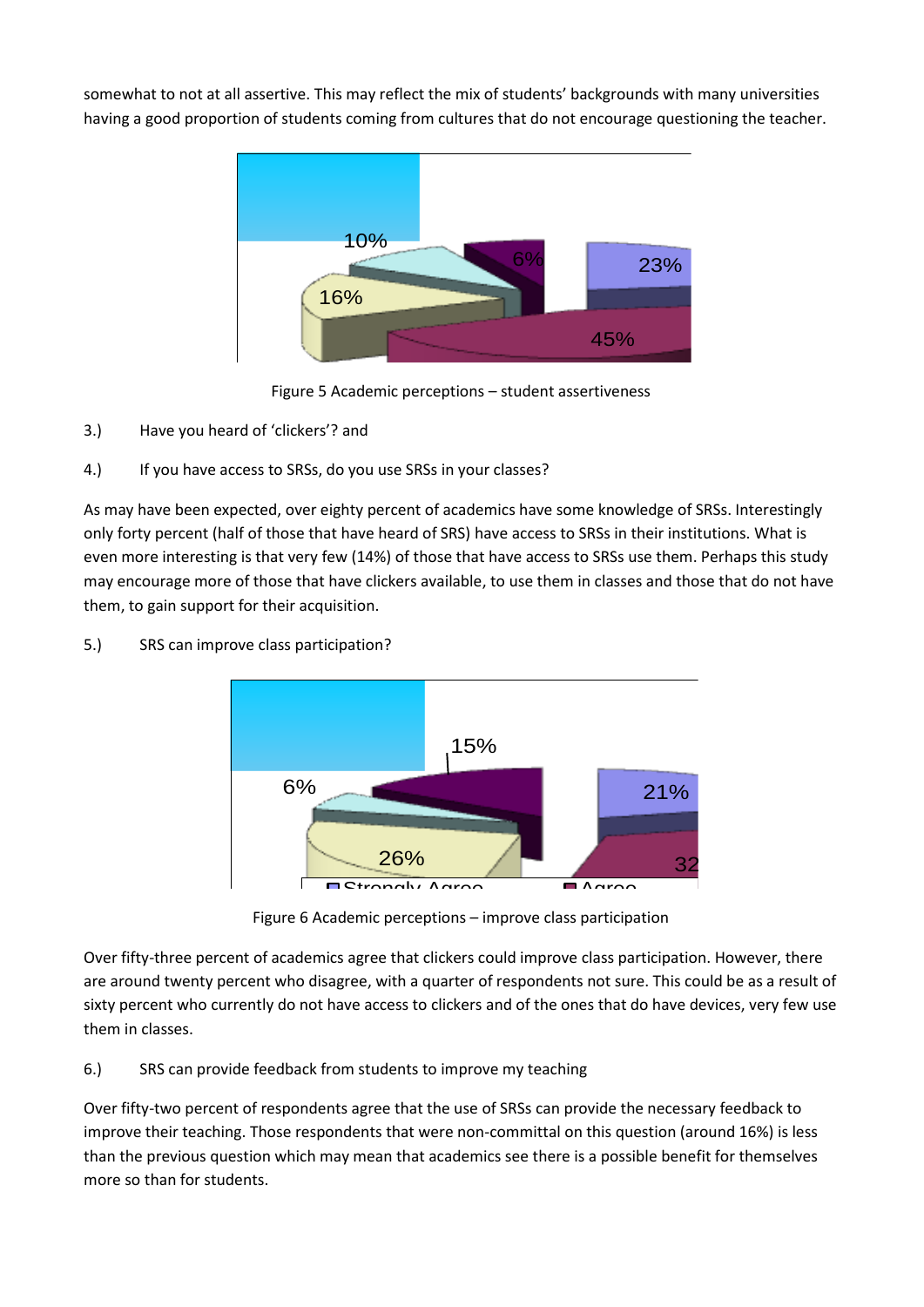somewhat to not at all assertive. This may reflect the mix of students' backgrounds with many universities having a good proportion of students coming from cultures that do not encourage questioning the teacher.

Figure 5 Academic perceptions – student assertiveness

3.) Have you heard of 'clickers'? and

4.) If you have access to SRSs, do you use SRSs in your classes?

As may have been expected, over eighty percent of academics have some knowledge of SRSs. Interestingly only forty percent (half of those that have heard of SRS) have access to SRSs in their institutions. What is even more interesting is that very few (14%) of those that have access to SRSs use them. Perhaps this study may encourage more of those that have clickers available, to use them in classes and those that do not have them, to gain support for their acquisition.

5.) SRS can improve class participation?

Figure 6 Academic perceptions – improve class participation

Over fifty-three percent of academics agree that clickers could improve class participation. However, there are around twenty percent who disagree, with a quarter of respondents not sure. This could be as a result of sixty percent who currently do not have access to clickers and of the ones that do have devices, very few use them in classes.

6.) SRS can provide feedback from students to improve my teaching

Over fifty-two percent of respondents agree that the use of SRSs can provide the necessary feedback to improve their teaching. Those respondents that were non-committal on this question (around 16%) is less than the previous question which may mean that academics see there is a possible benefit for themselves more so than for students.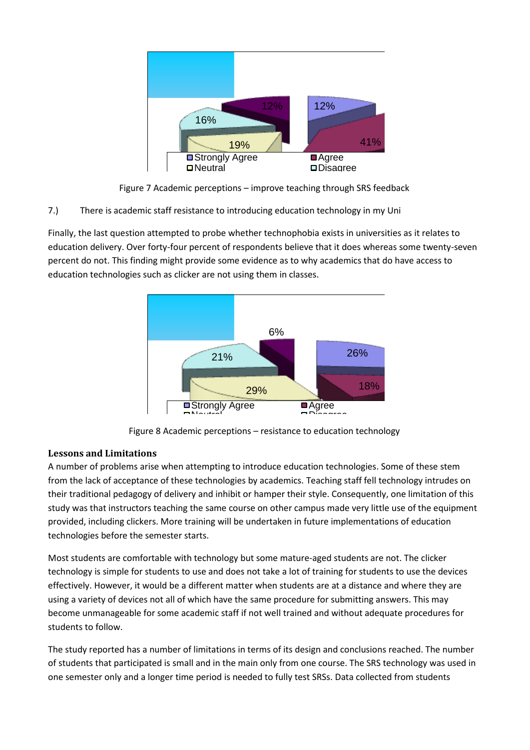Figure 7 Academic perceptions – improve teaching through SRS feedback

7.) There is academic staff resistance to introducing education technology in my Uni

Finally, the last question attempted to probe whether technophobia exists in universities as it relates to education delivery. Over forty-four percent of respondents believe that it does whereas some twenty-seven percent do not. This finding might provide some evidence as to why academics that do have access to education technologies such as clicker are not using them in classes.

Figure 8 Academic perceptions – resistance to education technology

**Lessons and Limitations**

A number of problems arise when attempting to introduce education technologies. Some of these stem from the lack of acceptance of these technologies by academics. Teaching staff fell technology intrudes on their traditional pedagogy of delivery and inhibit or hamper their style. Consequently, one limitation of this study was that instructors teaching the same course on other campus made very little use of the equipment provided, including clickers. More training will be undertaken in future implementations of education technologies before the semester starts.

Most students are comfortable with technology but some mature-aged students are not. The clicker technology is simple for students to use and does not take a lot of training for students to use the devices effectively. However, it would be a different matter when students are at a distance and where they are using a variety of devices not all of which have the same procedure for submitting answers. This may become unmanageable for some academic staff if not well trained and without adequate procedures for students to follow.

The study reported has a number of limitations in terms of its design and conclusions reached. The number of students that participated is small and in the main only from one course. The SRS technology was used in one semester only and a longer time period is needed to fully test SRSs. Data collected from students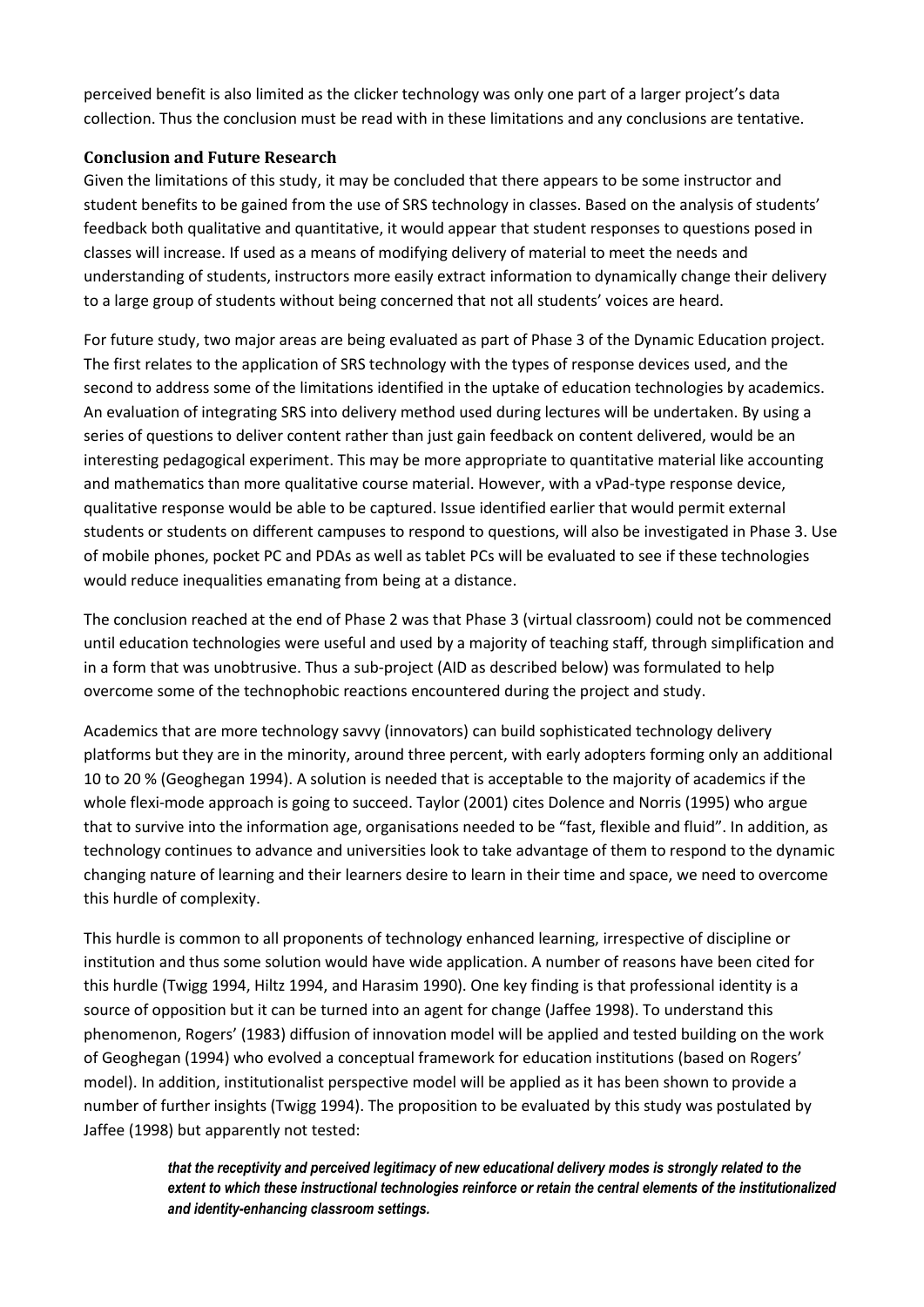perceived benefit is also limited as the clicker technology was only one part of a larger project's data collection. Thus the conclusion must be read with in these limitations and any conclusions are tentative.

## Conclusion and Future Research

Given the limitations of this study, it may be concluded that there appears to be some instructor and student benefits to be gained from the use of SRS technology in classes. Based on the analysis of students' feedback both qualitative and quantitative, it would appear that student responses to questions posed in classes will increase. If used as a means of modifying delivery of material to meet the needs and understanding of students, instructors more easily extract information to dynamically change their delivery to a large group of students without being concerned that not all students' voices are heard.

For future study, two major areas are being evaluated as part of Phase 3 of the Dynamic Education project. The first relates to the application of SRS technology with the types of response devices used, and the second to address some of the limitations identified in the uptake of education technologies by academics. An evaluation of integrating SRS into delivery method used during lectures will be undertaken. By using a series of questions to deliver content rather than just gain feedback on content delivered, would be an interesting pedagogical experiment. This may be more appropriate to quantitative material like accounting and mathematics than more qualitative course material. However, with a vPad-type response device, qualitative response would be able to be captured. Issue identified earlier that would permit external students or students on different campuses to respond to questions, will also be investigated in Phase 3. Use of mobile phones, pocket PC and PDAs as well as tablet PCs will be evaluated to see if these technologies would reduce inequalities emanating from being at a distance.

The conclusion reached at the end of Phase 2 was that Phase 3 (virtual classroom) could not be commenced until education technologies were useful and used by a majority of teaching staff, through simplification and in a form that was unobtrusive. Thus a sub-project (AID as described below) was formulated to help overcome some of the technophobic reactions encountered during the project and study.

Academics that are more technology savvy (innovators) can build sophisticated technology delivery platforms but they are in the minority, around three percent, with early adopters forming only an additional 10 to 20 % (Geoghegan 1994). A solution is needed that is acceptable to the majority of academics if the whole flexi-mode approach is going to succeed. Taylor (2001) cites Dolence and Norris (1995) who argue that to survive into the information age, organisations needed to be "fast, flexible and fluid". In addition, as technology continues to advance and universities look to take advantage of them to respond to the dynamic changing nature of learning and their learners desire to learn in their time and space, we need to overcome this hurdle of complexity.

This hurdle is common to all proponents of technology enhanced learning, irrespective of discipline or institution and thus some solution would have wide application. A number of reasons have been cited for this hurdle (Twigg 1994, Hiltz 1994, and Harasim 1990). One key finding is that professional identity is a source of opposition but it can be turned into an agent for change (Jaffee 1998). To understand this phenomenon, Rogers' (1983) diffusion of innovation model will be applied and tested building on the work of Geoghegan (1994) who evolved a conceptual framework for education institutions (based on Rogers' model). In addition, institutionalist perspective model will be applied as it has been shown to provide a number of further insights (Twigg 1994). The proposition to be evaluated by this study was postulated by Jaffee (1998) but apparently not tested:

> ***that the receptivity and perceived legitimacy of new educational delivery modes is strongly related to the extent to which these instructional technologies reinforce or retain the central elements of the institutionalized and identity-enhancing classroom settings.***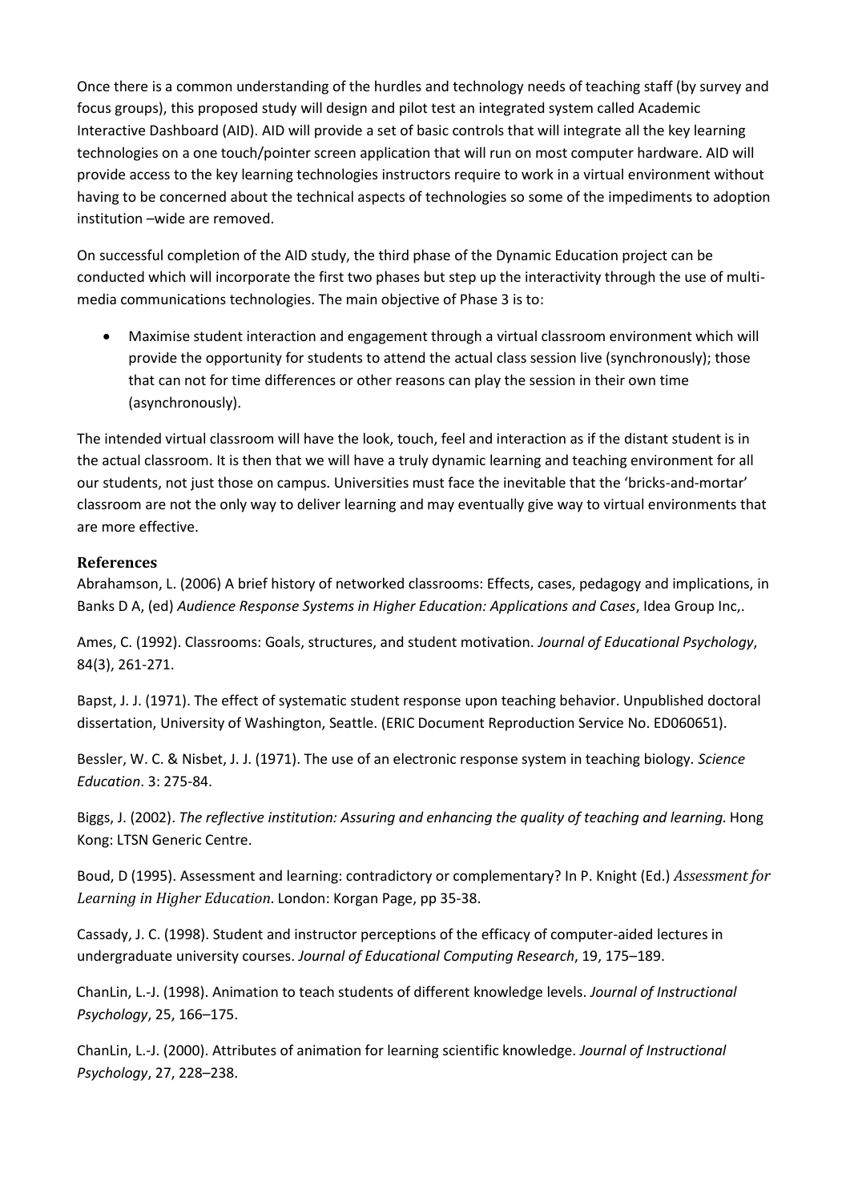Once there is a common understanding of the hurdles and technology needs of teaching staff (by survey and focus groups), this proposed study will design and pilot test an integrated system called Academic Interactive Dashboard (AID). AID will provide a set of basic controls that will integrate all the key learning technologies on a one touch/pointer screen application that will run on most computer hardware. AID will provide access to the key learning technologies instructors require to work in a virtual environment without having to be concerned about the technical aspects of technologies so some of the impediments to adoption institution –wide are removed.

On successful completion of the AID study, the third phase of the Dynamic Education project can be conducted which will incorporate the first two phases but step up the interactivity through the use of multi-media communications technologies. The main objective of Phase 3 is to:

- Maximise student interaction and engagement through a virtual classroom environment which will provide the opportunity for students to attend the actual class session live (synchronously); those that can not for time differences or other reasons can play the session in their own time (asynchronously).

The intended virtual classroom will have the look, touch, feel and interaction as if the distant student is in the actual classroom. It is then that we will have a truly dynamic learning and teaching environment for all our students, not just those on campus. Universities must face the inevitable that the 'bricks-and-mortar' classroom are not the only way to deliver learning and may eventually give way to virtual environments that are more effective.

## References

Abrahamson, L. (2006) A brief history of networked classrooms: Effects, cases, pedagogy and implications, in Banks D A, (ed) *Audience Response Systems in Higher Education: Applications and Cases*, Idea Group Inc,.

Ames, C. (1992). Classrooms: Goals, structures, and student motivation. *Journal of Educational Psychology*, 84(3), 261-271.

Bapst, J. J. (1971). The effect of systematic student response upon teaching behavior. Unpublished doctoral dissertation, University of Washington, Seattle. (ERIC Document Reproduction Service No. ED060651).

Bessler, W. C. & Nisbet, J. J. (1971). The use of an electronic response system in teaching biology. *Science Education*. 3: 275-84.

Biggs, J. (2002). *The reflective institution: Assuring and enhancing the quality of teaching and learning.* Hong Kong: LTSN Generic Centre.

Boud, D (1995). Assessment and learning: contradictory or complementary? In P. Knight (Ed.) *Assessment for Learning in Higher Education*. London: Korgan Page, pp 35-38.

Cassady, J. C. (1998). Student and instructor perceptions of the efficacy of computer-aided lectures in undergraduate university courses. *Journal of Educational Computing Research*, 19, 175–189.

ChanLin, L.-J. (1998). Animation to teach students of different knowledge levels. *Journal of Instructional Psychology*, 25, 166–175.

ChanLin, L.-J. (2000). Attributes of animation for learning scientific knowledge. *Journal of Instructional Psychology*, 27, 228–238.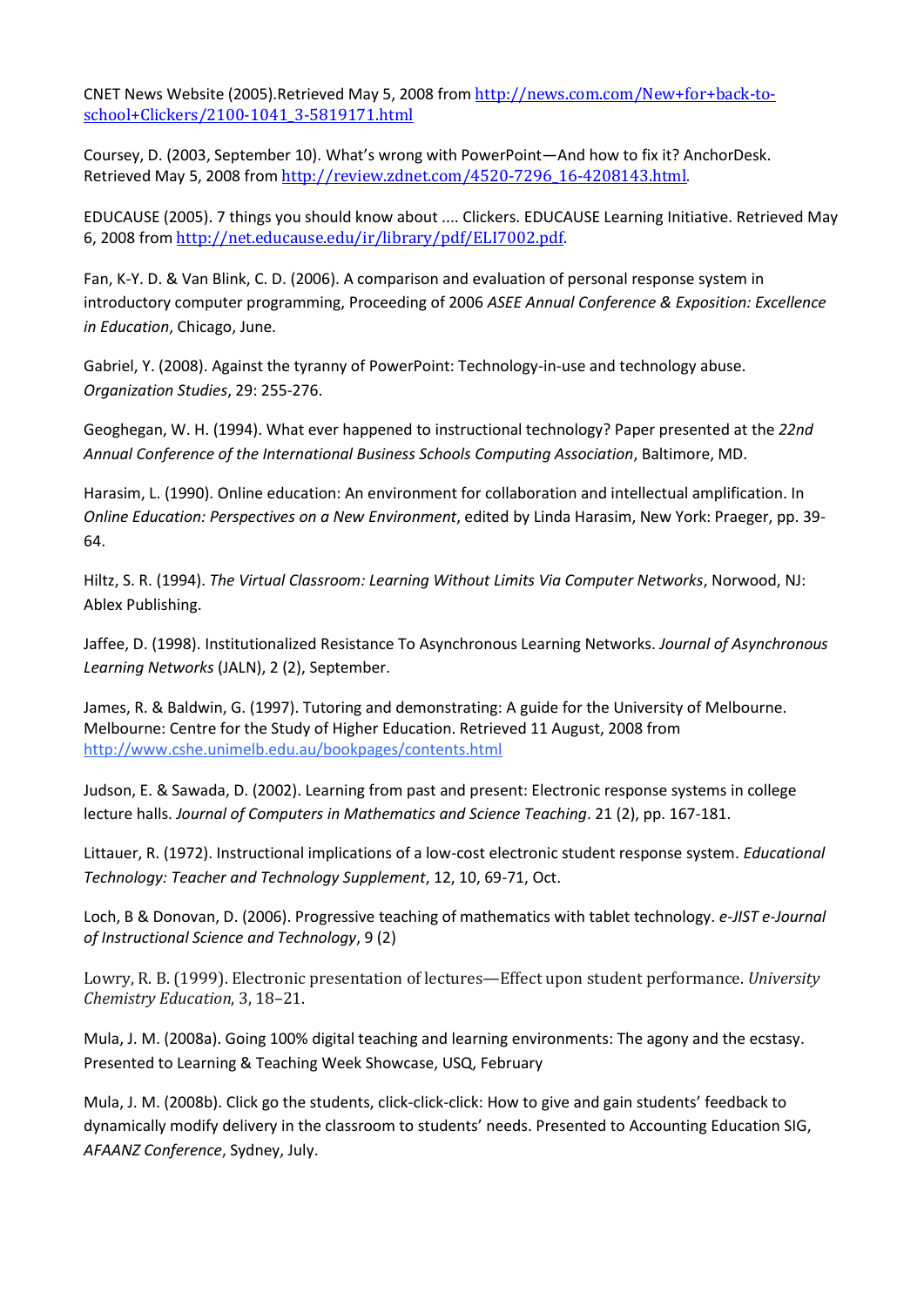CNET News Website (2005).Retrieved May 5, 2008 from http://news.com.com/New+for+back-to-school+Clickers/2100-1041_3-5819171.html

Coursey, D. (2003, September 10). What's wrong with PowerPoint—And how to fix it? AnchorDesk. Retrieved May 5, 2008 from http://review.zdnet.com/4520-7296_16-4208143.html.

EDUCAUSE (2005). 7 things you should know about .... Clickers. EDUCAUSE Learning Initiative. Retrieved May 6, 2008 from http://net.educause.edu/ir/library/pdf/ELI7002.pdf.

Fan, K-Y. D. & Van Blink, C. D. (2006). A comparison and evaluation of personal response system in introductory computer programming, Proceeding of 2006 *ASEE Annual Conference & Exposition: Excellence in Education*, Chicago, June.

Gabriel, Y. (2008). Against the tyranny of PowerPoint: Technology-in-use and technology abuse. *Organization Studies*, 29: 255-276.

Geoghegan, W. H. (1994). What ever happened to instructional technology? Paper presented at the *22nd Annual Conference of the International Business Schools Computing Association*, Baltimore, MD.

Harasim, L. (1990). Online education: An environment for collaboration and intellectual amplification. In *Online Education: Perspectives on a New Environment*, edited by Linda Harasim, New York: Praeger, pp. 39-64.

Hiltz, S. R. (1994). *The Virtual Classroom: Learning Without Limits Via Computer Networks*, Norwood, NJ: Ablex Publishing.

Jaffee, D. (1998). Institutionalized Resistance To Asynchronous Learning Networks. *Journal of Asynchronous Learning Networks* (JALN), 2 (2), September.

James, R. & Baldwin, G. (1997). Tutoring and demonstrating: A guide for the University of Melbourne. Melbourne: Centre for the Study of Higher Education. Retrieved 11 August, 2008 from http://www.cshe.unimelb.edu.au/bookpages/contents.html

Judson, E. & Sawada, D. (2002). Learning from past and present: Electronic response systems in college lecture halls. *Journal of Computers in Mathematics and Science Teaching*. 21 (2), pp. 167-181.

Littauer, R. (1972). Instructional implications of a low-cost electronic student response system. *Educational Technology: Teacher and Technology Supplement*, 12, 10, 69-71, Oct.

Loch, B & Donovan, D. (2006). Progressive teaching of mathematics with tablet technology. *e-JIST e-Journal of Instructional Science and Technology*, 9 (2)

Lowry, R. B. (1999). Electronic presentation of lectures—Effect upon student performance. *University Chemistry Education*, 3, 18–21.

Mula, J. M. (2008a). Going 100% digital teaching and learning environments: The agony and the ecstasy. Presented to Learning & Teaching Week Showcase, USQ, February

Mula, J. M. (2008b). Click go the students, click-click-click: How to give and gain students' feedback to dynamically modify delivery in the classroom to students' needs. Presented to Accounting Education SIG, *AFAANZ Conference*, Sydney, July.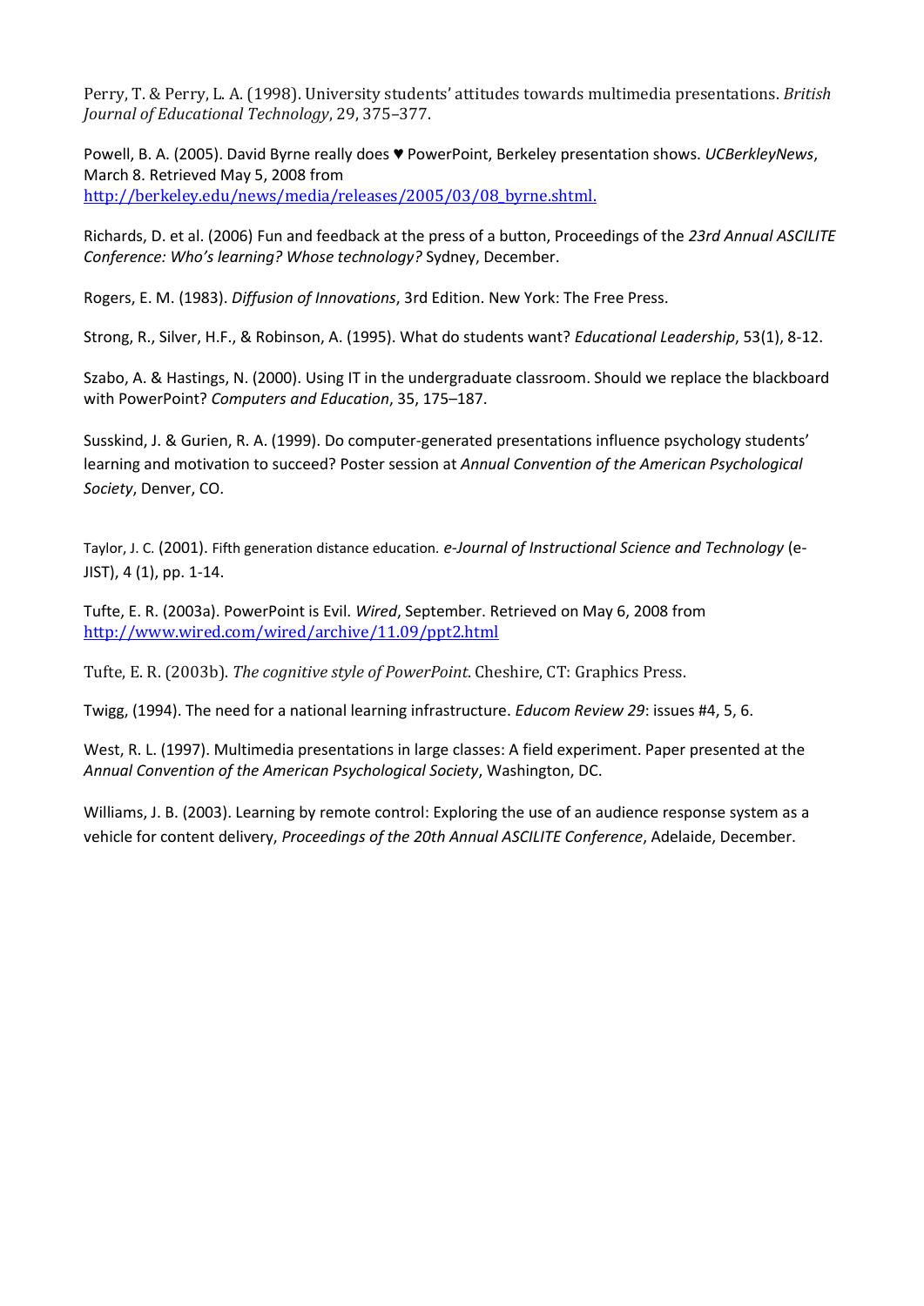Perry, T. & Perry, L. A. (1998). University students' attitudes towards multimedia presentations. *British Journal of Educational Technology*, 29, 375–377.

Powell, B. A. (2005). David Byrne really does ♥ PowerPoint, Berkeley presentation shows. *UCBerkleyNews*, March 8. Retrieved May 5, 2008 from http://berkeley.edu/news/media/releases/2005/03/08_byrne.shtml.

Richards, D. et al. (2006) Fun and feedback at the press of a button, Proceedings of the *23rd Annual ASCILITE Conference: Who's learning? Whose technology?* Sydney, December.

Rogers, E. M. (1983). *Diffusion of Innovations*, 3rd Edition. New York: The Free Press.

Strong, R., Silver, H.F., & Robinson, A. (1995). What do students want? *Educational Leadership*, 53(1), 8-12.

Szabo, A. & Hastings, N. (2000). Using IT in the undergraduate classroom. Should we replace the blackboard with PowerPoint? *Computers and Education*, 35, 175–187.

Susskind, J. & Gurien, R. A. (1999). Do computer-generated presentations influence psychology students' learning and motivation to succeed? Poster session at *Annual Convention of the American Psychological Society*, Denver, CO.

Taylor, J. C. (2001). Fifth generation distance education. *e-Journal of Instructional Science and Technology* (e-JIST), 4 (1), pp. 1-14.

Tufte, E. R. (2003a). PowerPoint is Evil. *Wired*, September. Retrieved on May 6, 2008 from http://www.wired.com/wired/archive/11.09/ppt2.html

Tufte, E. R. (2003b). *The cognitive style of PowerPoint*. Cheshire, CT: Graphics Press.

Twigg, (1994). The need for a national learning infrastructure. *Educom Review 29*: issues #4, 5, 6.

West, R. L. (1997). Multimedia presentations in large classes: A field experiment. Paper presented at the *Annual Convention of the American Psychological Society*, Washington, DC.

Williams, J. B. (2003). Learning by remote control: Exploring the use of an audience response system as a vehicle for content delivery, *Proceedings of the 20th Annual ASCILITE Conference*, Adelaide, December.